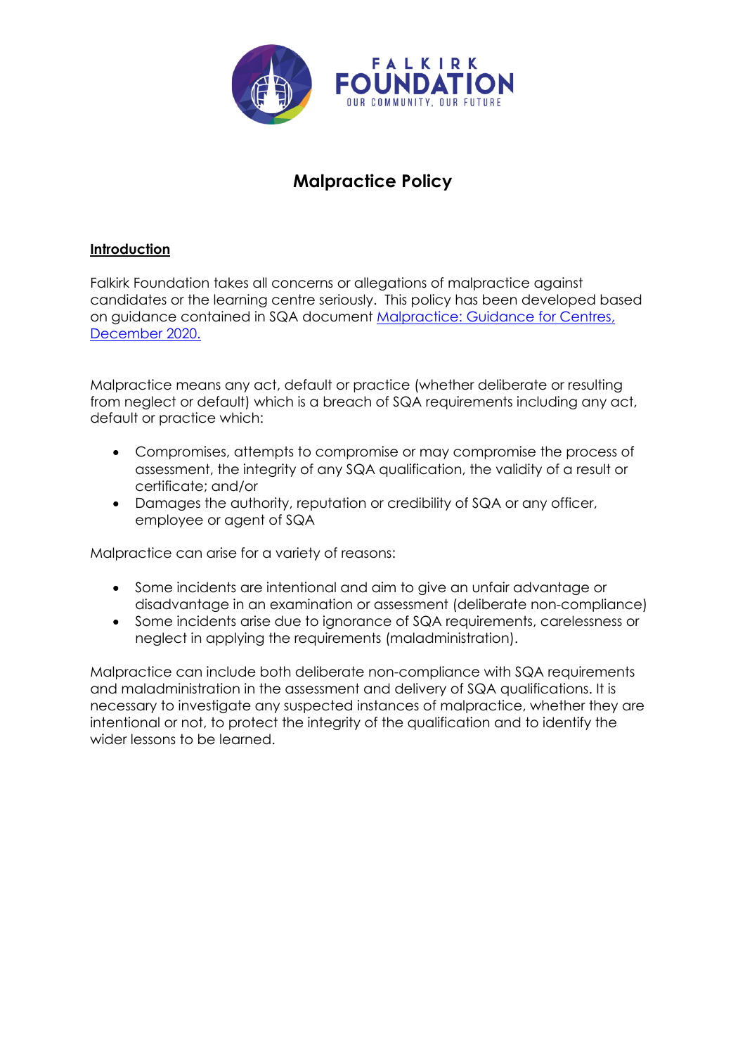# Malpractice Policy

## Introduction

Falkirk Foundation takes all concerns or allegations of malpractice against candidates or the learning centre seriously. This policy has been developed based on guidance contained in SQA document [Malpractice: Guidance for Centres, December 2020.]()

Malpractice means any act, default or practice (whether deliberate or resulting from neglect or default) which is a breach of SQA requirements including any act, default or practice which:

- Compromises, attempts to compromise or may compromise the process of assessment, the integrity of any SQA qualification, the validity of a result or certificate; and/or
- Damages the authority, reputation or credibility of SQA or any officer, employee or agent of SQA

Malpractice can arise for a variety of reasons:

- Some incidents are intentional and aim to give an unfair advantage or disadvantage in an examination or assessment (deliberate non-compliance)
- Some incidents arise due to ignorance of SQA requirements, carelessness or neglect in applying the requirements (maladministration).

Malpractice can include both deliberate non-compliance with SQA requirements and maladministration in the assessment and delivery of SQA qualifications. It is necessary to investigate any suspected instances of malpractice, whether they are intentional or not, to protect the integrity of the qualification and to identify the wider lessons to be learned.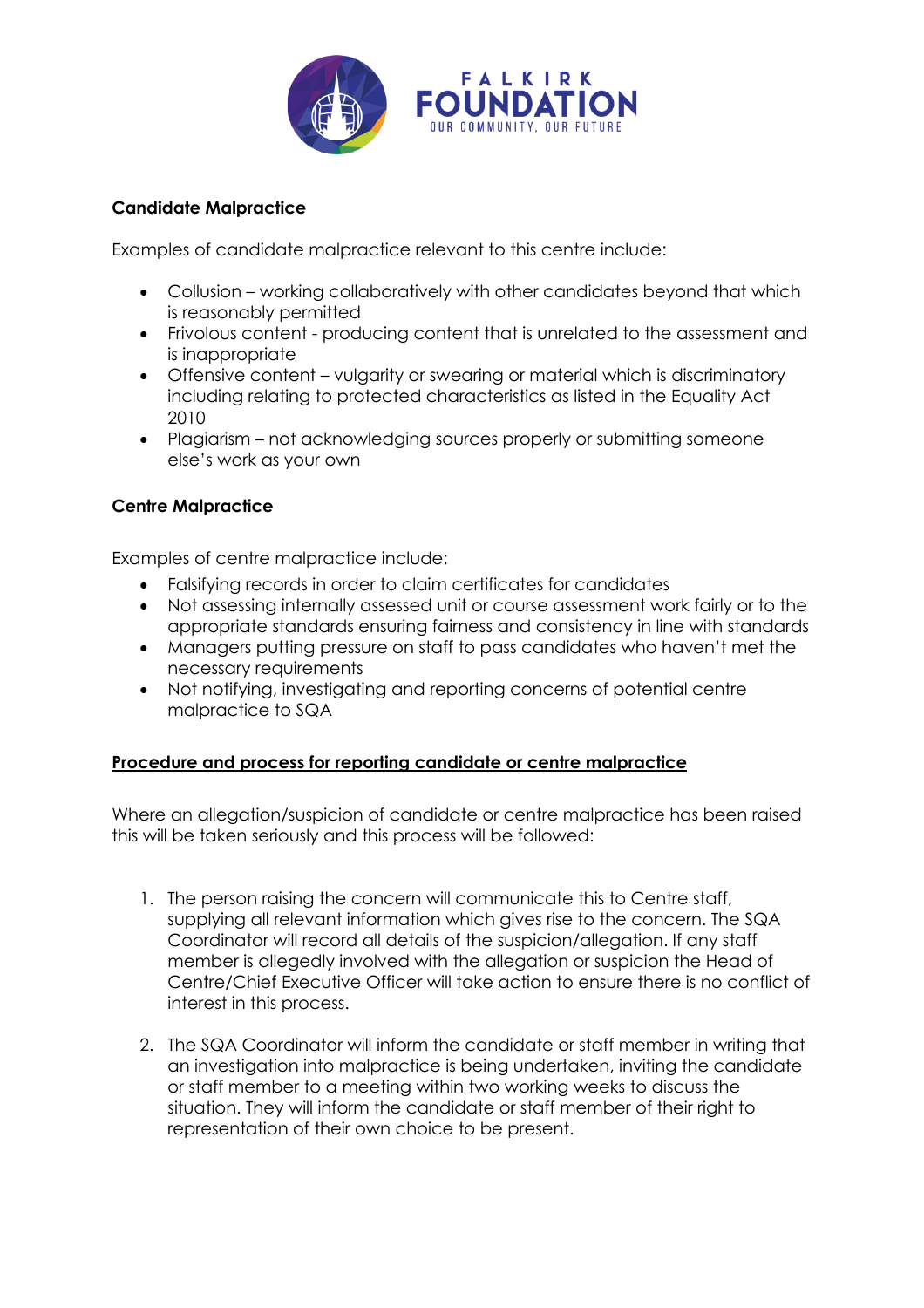**Candidate Malpractice**

Examples of candidate malpractice relevant to this centre include:

- Collusion – working collaboratively with other candidates beyond that which is reasonably permitted
- Frivolous content - producing content that is unrelated to the assessment and is inappropriate
- Offensive content – vulgarity or swearing or material which is discriminatory including relating to protected characteristics as listed in the Equality Act 2010
- Plagiarism – not acknowledging sources properly or submitting someone else's work as your own

**Centre Malpractice**

Examples of centre malpractice include:

- Falsifying records in order to claim certificates for candidates
- Not assessing internally assessed unit or course assessment work fairly or to the appropriate standards ensuring fairness and consistency in line with standards
- Managers putting pressure on staff to pass candidates who haven't met the necessary requirements
- Not notifying, investigating and reporting concerns of potential centre malpractice to SQA

**Procedure and process for reporting candidate or centre malpractice**

Where an allegation/suspicion of candidate or centre malpractice has been raised this will be taken seriously and this process will be followed:

1. The person raising the concern will communicate this to Centre staff, supplying all relevant information which gives rise to the concern. The SQA Coordinator will record all details of the suspicion/allegation. If any staff member is allegedly involved with the allegation or suspicion the Head of Centre/Chief Executive Officer will take action to ensure there is no conflict of interest in this process.

2. The SQA Coordinator will inform the candidate or staff member in writing that an investigation into malpractice is being undertaken, inviting the candidate or staff member to a meeting within two working weeks to discuss the situation. They will inform the candidate or staff member of their right to representation of their own choice to be present.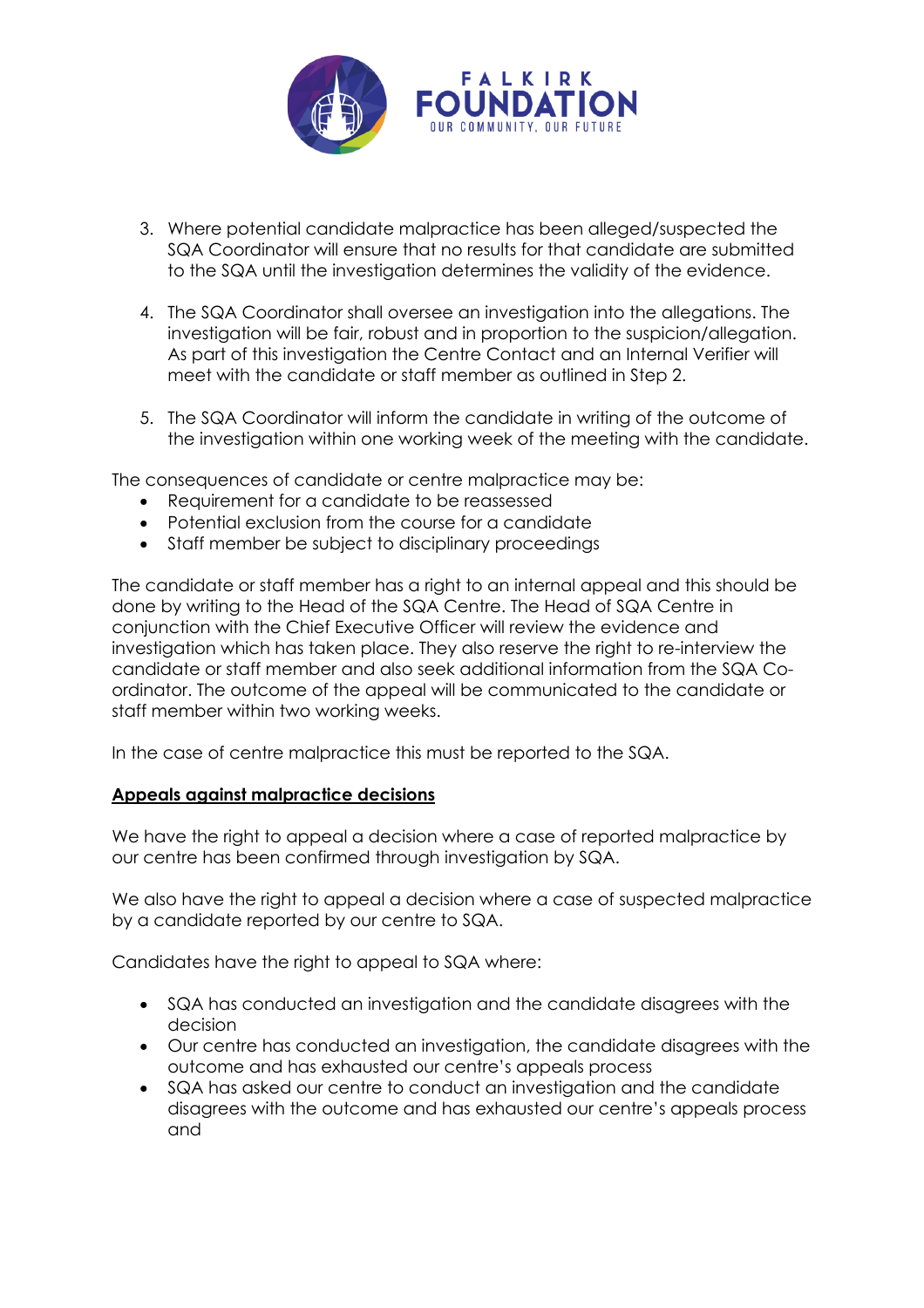3. Where potential candidate malpractice has been alleged/suspected the SQA Coordinator will ensure that no results for that candidate are submitted to the SQA until the investigation determines the validity of the evidence.

4. The SQA Coordinator shall oversee an investigation into the allegations. The investigation will be fair, robust and in proportion to the suspicion/allegation. As part of this investigation the Centre Contact and an Internal Verifier will meet with the candidate or staff member as outlined in Step 2.

5. The SQA Coordinator will inform the candidate in writing of the outcome of the investigation within one working week of the meeting with the candidate.

The consequences of candidate or centre malpractice may be:

- Requirement for a candidate to be reassessed
- Potential exclusion from the course for a candidate
- Staff member be subject to disciplinary proceedings

The candidate or staff member has a right to an internal appeal and this should be done by writing to the Head of the SQA Centre. The Head of SQA Centre in conjunction with the Chief Executive Officer will review the evidence and investigation which has taken place. They also reserve the right to re-interview the candidate or staff member and also seek additional information from the SQA Co-ordinator. The outcome of the appeal will be communicated to the candidate or staff member within two working weeks.

In the case of centre malpractice this must be reported to the SQA.

**Appeals against malpractice decisions**

We have the right to appeal a decision where a case of reported malpractice by our centre has been confirmed through investigation by SQA.

We also have the right to appeal a decision where a case of suspected malpractice by a candidate reported by our centre to SQA.

Candidates have the right to appeal to SQA where:

- SQA has conducted an investigation and the candidate disagrees with the decision
- Our centre has conducted an investigation, the candidate disagrees with the outcome and has exhausted our centre's appeals process
- SQA has asked our centre to conduct an investigation and the candidate disagrees with the outcome and has exhausted our centre's appeals process and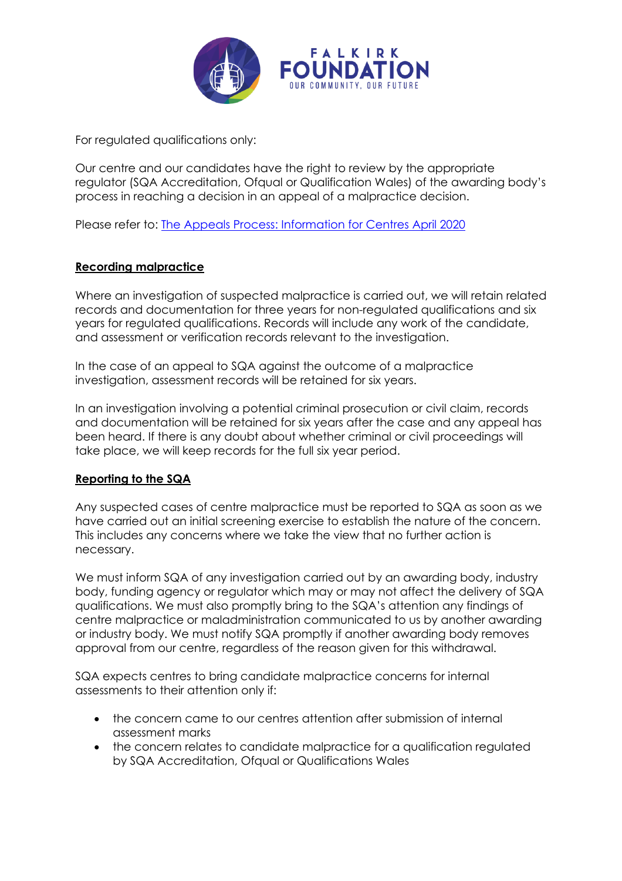For regulated qualifications only:

Our centre and our candidates have the right to review by the appropriate regulator (SQA Accreditation, Ofqual or Qualification Wales) of the awarding body's process in reaching a decision in an appeal of a malpractice decision.

Please refer to: [The Appeals Process: Information for Centres April 2020]

**Recording malpractice**

Where an investigation of suspected malpractice is carried out, we will retain related records and documentation for three years for non-regulated qualifications and six years for regulated qualifications. Records will include any work of the candidate, and assessment or verification records relevant to the investigation.

In the case of an appeal to SQA against the outcome of a malpractice investigation, assessment records will be retained for six years.

In an investigation involving a potential criminal prosecution or civil claim, records and documentation will be retained for six years after the case and any appeal has been heard. If there is any doubt about whether criminal or civil proceedings will take place, we will keep records for the full six year period.

**Reporting to the SQA**

Any suspected cases of centre malpractice must be reported to SQA as soon as we have carried out an initial screening exercise to establish the nature of the concern. This includes any concerns where we take the view that no further action is necessary.

We must inform SQA of any investigation carried out by an awarding body, industry body, funding agency or regulator which may or may not affect the delivery of SQA qualifications. We must also promptly bring to the SQA's attention any findings of centre malpractice or maladministration communicated to us by another awarding or industry body. We must notify SQA promptly if another awarding body removes approval from our centre, regardless of the reason given for this withdrawal.

SQA expects centres to bring candidate malpractice concerns for internal assessments to their attention only if:

- the concern came to our centres attention after submission of internal assessment marks
- the concern relates to candidate malpractice for a qualification regulated by SQA Accreditation, Ofqual or Qualifications Wales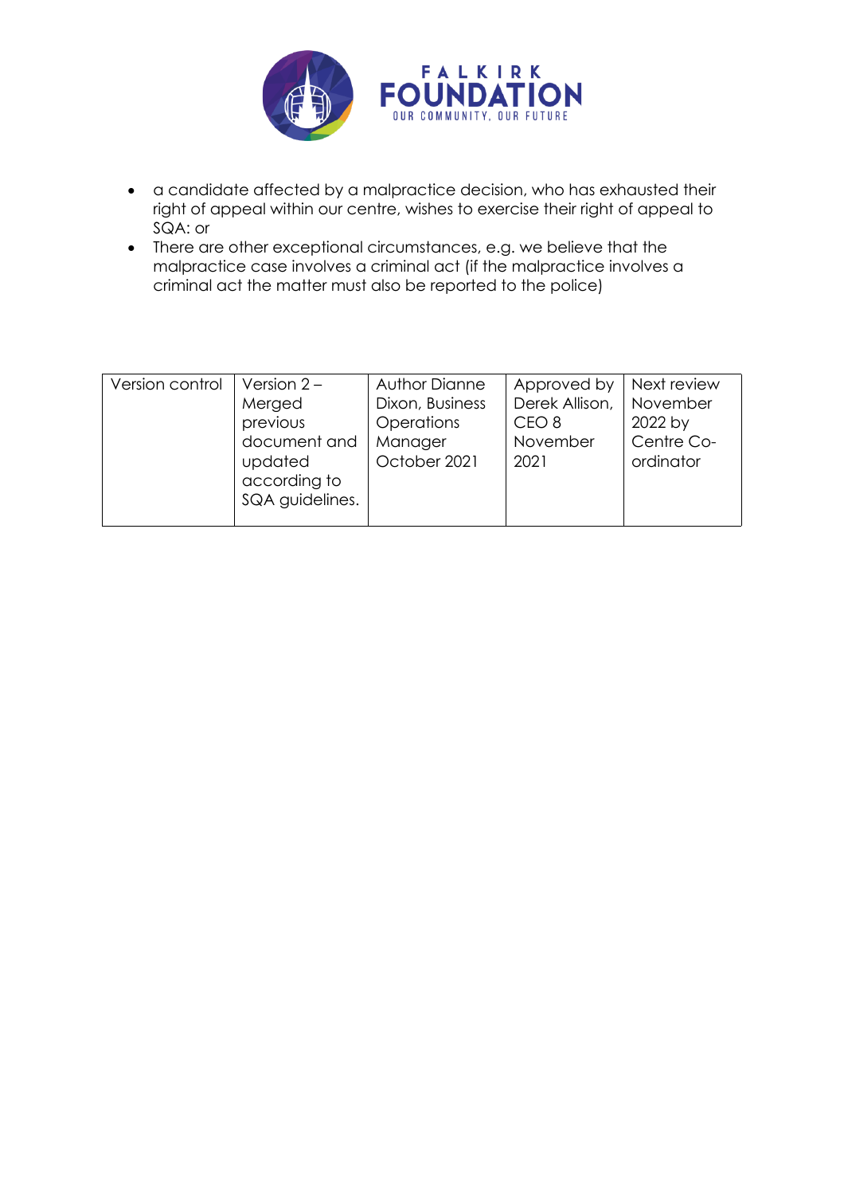- a candidate affected by a malpractice decision, who has exhausted their right of appeal within our centre, wishes to exercise their right of appeal to SQA: or
- There are other exceptional circumstances, e.g. we believe that the malpractice case involves a criminal act (if the malpractice involves a criminal act the matter must also be reported to the police)

| | | | | |
|---|---|---|---|---|
| Version control | Version 2 – Merged previous document and updated according to SQA guidelines. | Author Dianne Dixon, Business Operations Manager October 2021 | Approved by Derek Allison, CEO 8 November 2021 | Next review November 2022 by Centre Co-ordinator |